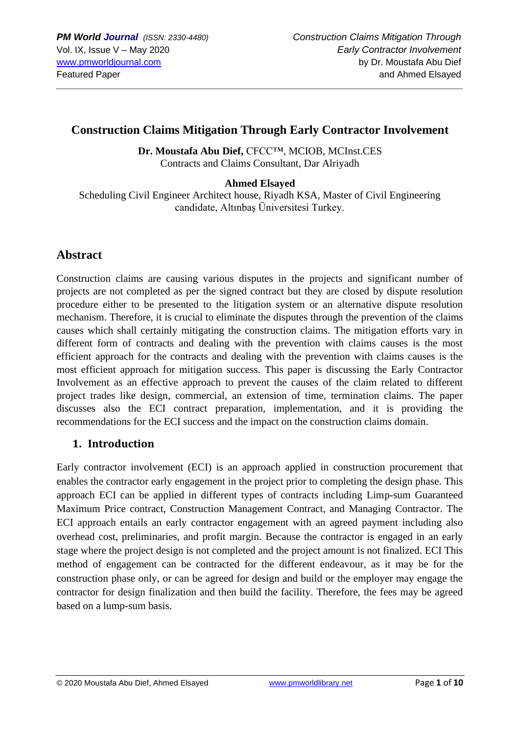# Construction Claims Mitigation Through Early Contractor Involvement

**Dr. Moustafa Abu Dief,** CFCC™, MCIOB, MCInst.CES
Contracts and Claims Consultant, Dar Alriyadh

**Ahmed Elsayed**
Scheduling Civil Engineer Architect house, Riyadh KSA, Master of Civil Engineering candidate, Altınbaş Üniversitesi Turkey.

## Abstract

Construction claims are causing various disputes in the projects and significant number of projects are not completed as per the signed contract but they are closed by dispute resolution procedure either to be presented to the litigation system or an alternative dispute resolution mechanism. Therefore, it is crucial to eliminate the disputes through the prevention of the claims causes which shall certainly mitigating the construction claims. The mitigation efforts vary in different form of contracts and dealing with the prevention with claims causes is the most efficient approach for the contracts and dealing with the prevention with claims causes is the most efficient approach for mitigation success. This paper is discussing the Early Contractor Involvement as an effective approach to prevent the causes of the claim related to different project trades like design, commercial, an extension of time, termination claims. The paper discusses also the ECI contract preparation, implementation, and it is providing the recommendations for the ECI success and the impact on the construction claims domain.

## 1. Introduction

Early contractor involvement (ECI) is an approach applied in construction procurement that enables the contractor early engagement in the project prior to completing the design phase. This approach ECI can be applied in different types of contracts including Limp-sum Guaranteed Maximum Price contract, Construction Management Contract, and Managing Contractor. The ECI approach entails an early contractor engagement with an agreed payment including also overhead cost, preliminaries, and profit margin. Because the contractor is engaged in an early stage where the project design is not completed and the project amount is not finalized. ECI This method of engagement can be contracted for the different endeavour, as it may be for the construction phase only, or can be agreed for design and build or the employer may engage the contractor for design finalization and then build the facility. Therefore, the fees may be agreed based on a lump-sum basis.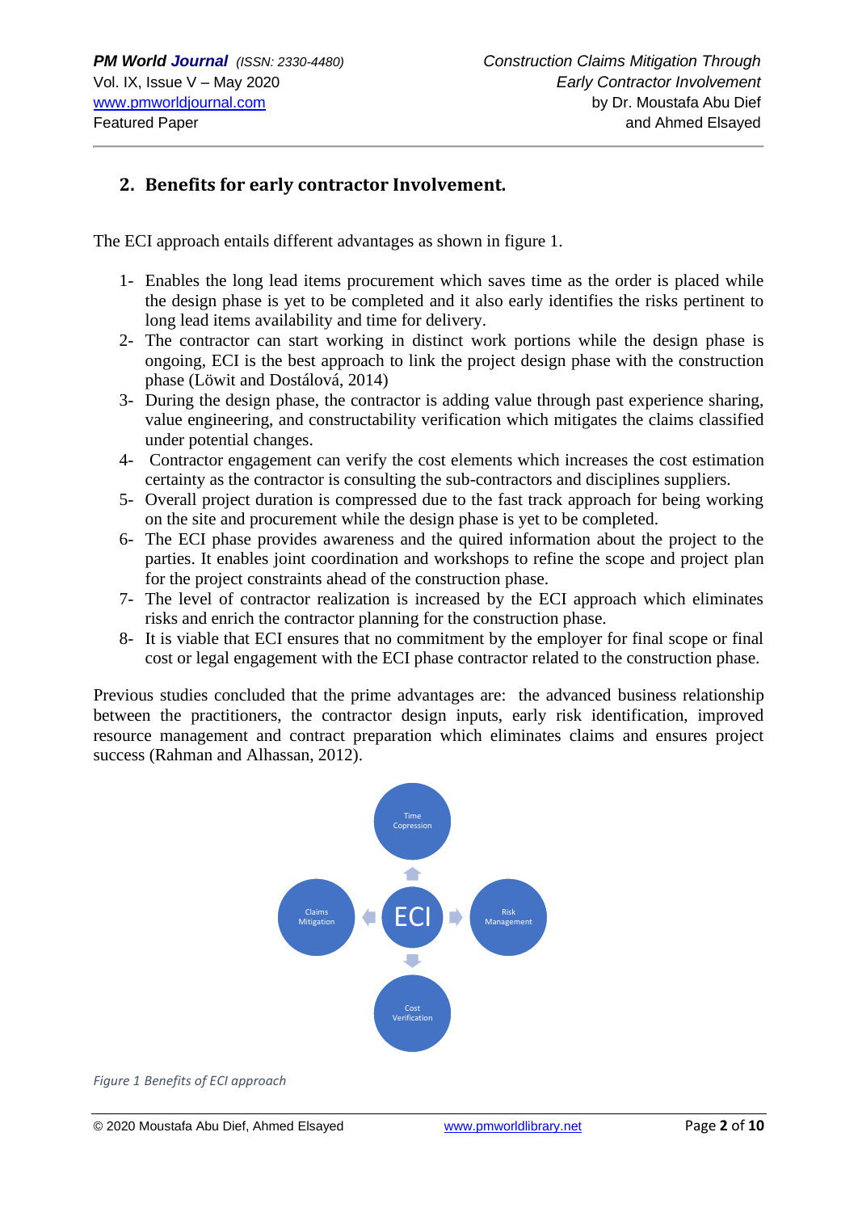## 2. Benefits for early contractor Involvement.

The ECI approach entails different advantages as shown in figure 1.

1- Enables the long lead items procurement which saves time as the order is placed while the design phase is yet to be completed and it also early identifies the risks pertinent to long lead items availability and time for delivery.
2- The contractor can start working in distinct work portions while the design phase is ongoing, ECI is the best approach to link the project design phase with the construction phase (Löwit and Dostálová, 2014)
3- During the design phase, the contractor is adding value through past experience sharing, value engineering, and constructability verification which mitigates the claims classified under potential changes.
4- Contractor engagement can verify the cost elements which increases the cost estimation certainty as the contractor is consulting the sub-contractors and disciplines suppliers.
5- Overall project duration is compressed due to the fast track approach for being working on the site and procurement while the design phase is yet to be completed.
6- The ECI phase provides awareness and the quired information about the project to the parties. It enables joint coordination and workshops to refine the scope and project plan for the project constraints ahead of the construction phase.
7- The level of contractor realization is increased by the ECI approach which eliminates risks and enrich the contractor planning for the construction phase.
8- It is viable that ECI ensures that no commitment by the employer for final scope or final cost or legal engagement with the ECI phase contractor related to the construction phase.

Previous studies concluded that the prime advantages are: the advanced business relationship between the practitioners, the contractor design inputs, early risk identification, improved resource management and contract preparation which eliminates claims and ensures project success (Rahman and Alhassan, 2012).

Time Copression

Claims Mitigation

ECI

Risk Management

Cost Verification

*Figure 1 Benefits of ECI approach*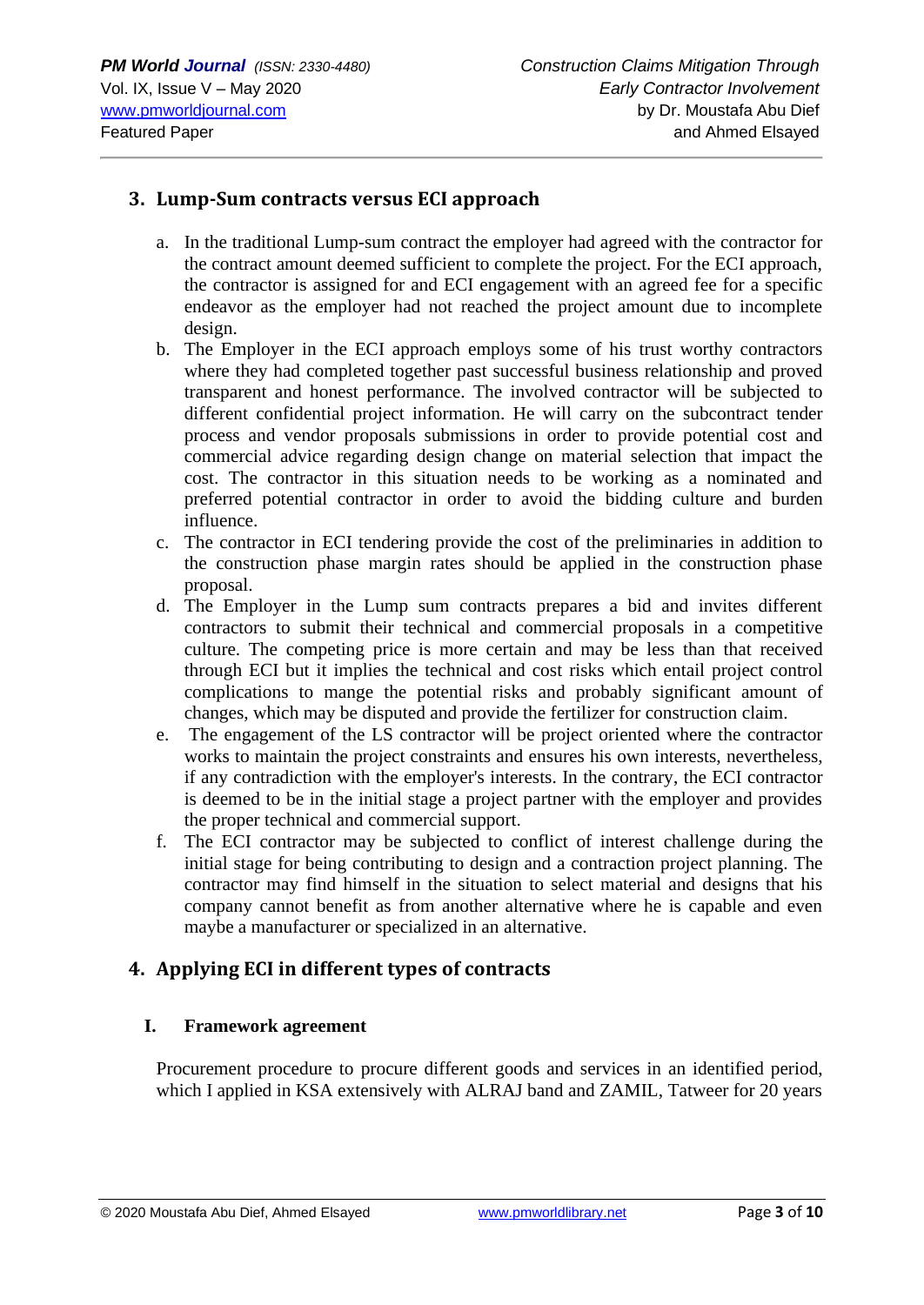## 3. Lump-Sum contracts versus ECI approach

a. In the traditional Lump-sum contract the employer had agreed with the contractor for the contract amount deemed sufficient to complete the project. For the ECI approach, the contractor is assigned for and ECI engagement with an agreed fee for a specific endeavor as the employer had not reached the project amount due to incomplete design.
b. The Employer in the ECI approach employs some of his trust worthy contractors where they had completed together past successful business relationship and proved transparent and honest performance. The involved contractor will be subjected to different confidential project information. He will carry on the subcontract tender process and vendor proposals submissions in order to provide potential cost and commercial advice regarding design change on material selection that impact the cost. The contractor in this situation needs to be working as a nominated and preferred potential contractor in order to avoid the bidding culture and burden influence.
c. The contractor in ECI tendering provide the cost of the preliminaries in addition to the construction phase margin rates should be applied in the construction phase proposal.
d. The Employer in the Lump sum contracts prepares a bid and invites different contractors to submit their technical and commercial proposals in a competitive culture. The competing price is more certain and may be less than that received through ECI but it implies the technical and cost risks which entail project control complications to mange the potential risks and probably significant amount of changes, which may be disputed and provide the fertilizer for construction claim.
e. The engagement of the LS contractor will be project oriented where the contractor works to maintain the project constraints and ensures his own interests, nevertheless, if any contradiction with the employer's interests. In the contrary, the ECI contractor is deemed to be in the initial stage a project partner with the employer and provides the proper technical and commercial support.
f. The ECI contractor may be subjected to conflict of interest challenge during the initial stage for being contributing to design and a contraction project planning. The contractor may find himself in the situation to select material and designs that his company cannot benefit as from another alternative where he is capable and even maybe a manufacturer or specialized in an alternative.

## 4. Applying ECI in different types of contracts

### I. Framework agreement

Procurement procedure to procure different goods and services in an identified period, which I applied in KSA extensively with ALRAJ band and ZAMIL, Tatweer for 20 years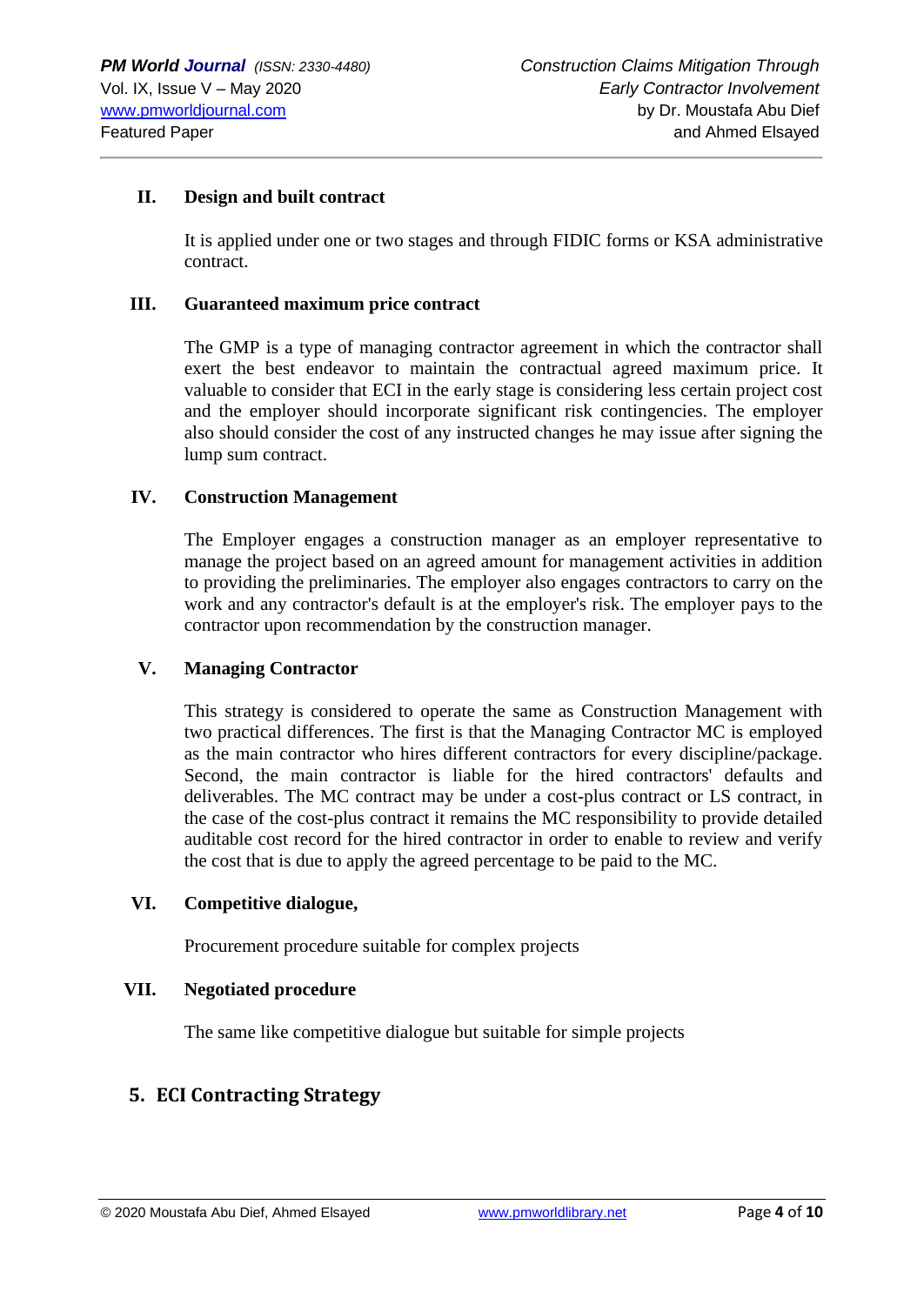### II. Design and built contract

It is applied under one or two stages and through FIDIC forms or KSA administrative contract.

### III. Guaranteed maximum price contract

The GMP is a type of managing contractor agreement in which the contractor shall exert the best endeavor to maintain the contractual agreed maximum price. It valuable to consider that ECI in the early stage is considering less certain project cost and the employer should incorporate significant risk contingencies. The employer also should consider the cost of any instructed changes he may issue after signing the lump sum contract.

### IV. Construction Management

The Employer engages a construction manager as an employer representative to manage the project based on an agreed amount for management activities in addition to providing the preliminaries. The employer also engages contractors to carry on the work and any contractor's default is at the employer's risk. The employer pays to the contractor upon recommendation by the construction manager.

### V. Managing Contractor

This strategy is considered to operate the same as Construction Management with two practical differences. The first is that the Managing Contractor MC is employed as the main contractor who hires different contractors for every discipline/package. Second, the main contractor is liable for the hired contractors' defaults and deliverables. The MC contract may be under a cost-plus contract or LS contract, in the case of the cost-plus contract it remains the MC responsibility to provide detailed auditable cost record for the hired contractor in order to enable to review and verify the cost that is due to apply the agreed percentage to be paid to the MC.

### VI. Competitive dialogue,

Procurement procedure suitable for complex projects

### VII. Negotiated procedure

The same like competitive dialogue but suitable for simple projects

## 5. ECI Contracting Strategy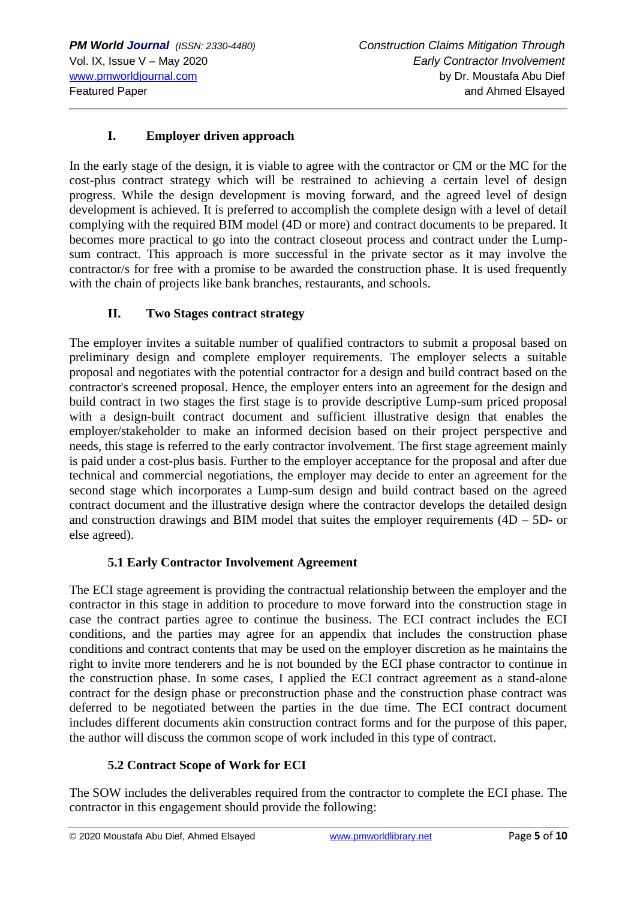### I. Employer driven approach

In the early stage of the design, it is viable to agree with the contractor or CM or the MC for the cost-plus contract strategy which will be restrained to achieving a certain level of design progress. While the design development is moving forward, and the agreed level of design development is achieved. It is preferred to accomplish the complete design with a level of detail complying with the required BIM model (4D or more) and contract documents to be prepared. It becomes more practical to go into the contract closeout process and contract under the Lump-sum contract. This approach is more successful in the private sector as it may involve the contractor/s for free with a promise to be awarded the construction phase. It is used frequently with the chain of projects like bank branches, restaurants, and schools.

### II. Two Stages contract strategy

The employer invites a suitable number of qualified contractors to submit a proposal based on preliminary design and complete employer requirements. The employer selects a suitable proposal and negotiates with the potential contractor for a design and build contract based on the contractor's screened proposal. Hence, the employer enters into an agreement for the design and build contract in two stages the first stage is to provide descriptive Lump-sum priced proposal with a design-built contract document and sufficient illustrative design that enables the employer/stakeholder to make an informed decision based on their project perspective and needs, this stage is referred to the early contractor involvement. The first stage agreement mainly is paid under a cost-plus basis. Further to the employer acceptance for the proposal and after due technical and commercial negotiations, the employer may decide to enter an agreement for the second stage which incorporates a Lump-sum design and build contract based on the agreed contract document and the illustrative design where the contractor develops the detailed design and construction drawings and BIM model that suites the employer requirements (4D – 5D- or else agreed).

### 5.1 Early Contractor Involvement Agreement

The ECI stage agreement is providing the contractual relationship between the employer and the contractor in this stage in addition to procedure to move forward into the construction stage in case the contract parties agree to continue the business. The ECI contract includes the ECI conditions, and the parties may agree for an appendix that includes the construction phase conditions and contract contents that may be used on the employer discretion as he maintains the right to invite more tenderers and he is not bounded by the ECI phase contractor to continue in the construction phase. In some cases, I applied the ECI contract agreement as a stand-alone contract for the design phase or preconstruction phase and the construction phase contract was deferred to be negotiated between the parties in the due time. The ECI contract document includes different documents akin construction contract forms and for the purpose of this paper, the author will discuss the common scope of work included in this type of contract.

### 5.2 Contract Scope of Work for ECI

The SOW includes the deliverables required from the contractor to complete the ECI phase. The contractor in this engagement should provide the following: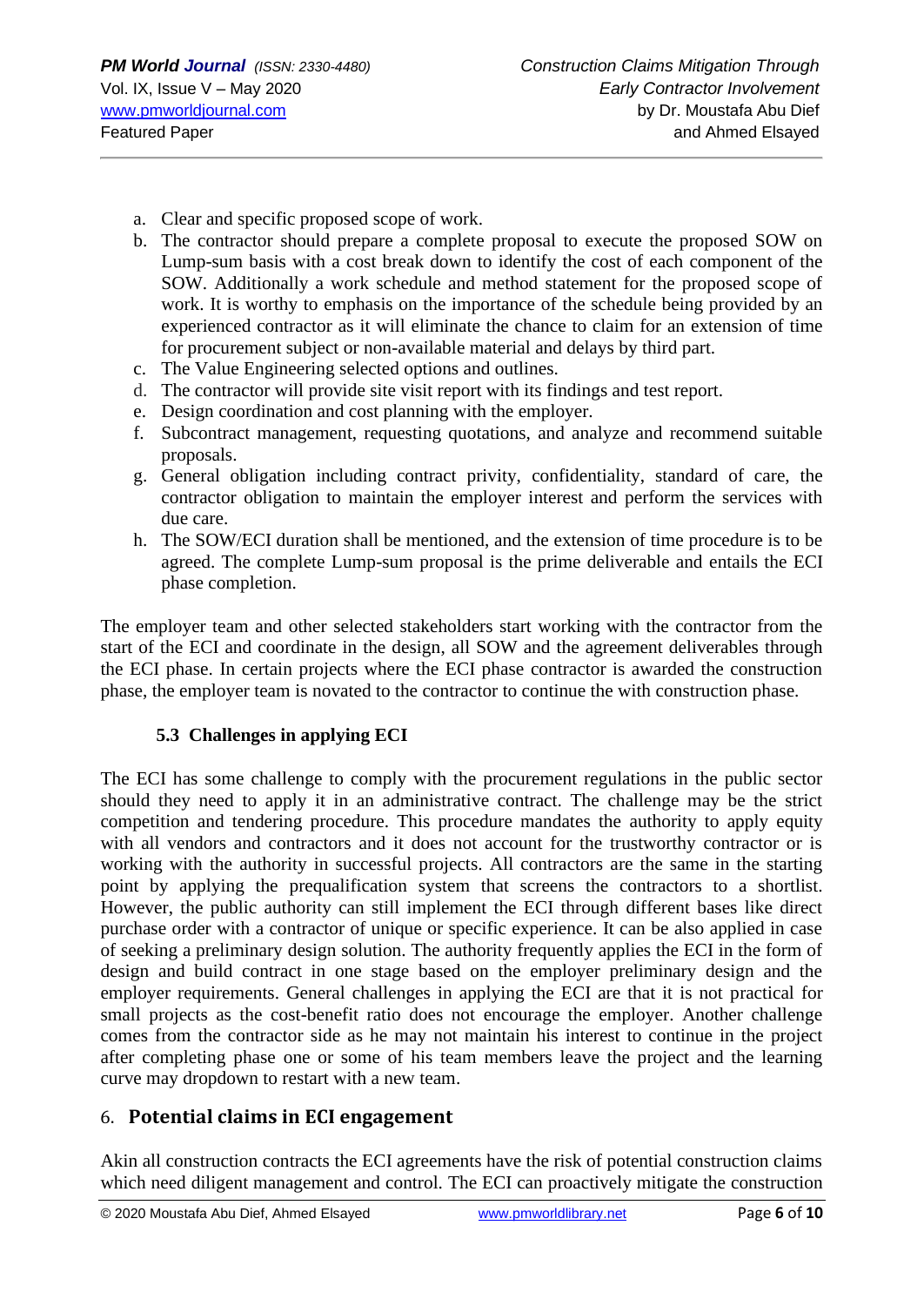a. Clear and specific proposed scope of work.
b. The contractor should prepare a complete proposal to execute the proposed SOW on Lump-sum basis with a cost break down to identify the cost of each component of the SOW. Additionally a work schedule and method statement for the proposed scope of work. It is worthy to emphasis on the importance of the schedule being provided by an experienced contractor as it will eliminate the chance to claim for an extension of time for procurement subject or non-available material and delays by third part.
c. The Value Engineering selected options and outlines.
d. The contractor will provide site visit report with its findings and test report.
e. Design coordination and cost planning with the employer.
f. Subcontract management, requesting quotations, and analyze and recommend suitable proposals.
g. General obligation including contract privity, confidentiality, standard of care, the contractor obligation to maintain the employer interest and perform the services with due care.
h. The SOW/ECI duration shall be mentioned, and the extension of time procedure is to be agreed. The complete Lump-sum proposal is the prime deliverable and entails the ECI phase completion.

The employer team and other selected stakeholders start working with the contractor from the start of the ECI and coordinate in the design, all SOW and the agreement deliverables through the ECI phase. In certain projects where the ECI phase contractor is awarded the construction phase, the employer team is novated to the contractor to continue the with construction phase.

### 5.3 Challenges in applying ECI

The ECI has some challenge to comply with the procurement regulations in the public sector should they need to apply it in an administrative contract. The challenge may be the strict competition and tendering procedure. This procedure mandates the authority to apply equity with all vendors and contractors and it does not account for the trustworthy contractor or is working with the authority in successful projects. All contractors are the same in the starting point by applying the prequalification system that screens the contractors to a shortlist. However, the public authority can still implement the ECI through different bases like direct purchase order with a contractor of unique or specific experience. It can be also applied in case of seeking a preliminary design solution. The authority frequently applies the ECI in the form of design and build contract in one stage based on the employer preliminary design and the employer requirements. General challenges in applying the ECI are that it is not practical for small projects as the cost-benefit ratio does not encourage the employer. Another challenge comes from the contractor side as he may not maintain his interest to continue in the project after completing phase one or some of his team members leave the project and the learning curve may dropdown to restart with a new team.

## 6. Potential claims in ECI engagement

Akin all construction contracts the ECI agreements have the risk of potential construction claims which need diligent management and control. The ECI can proactively mitigate the construction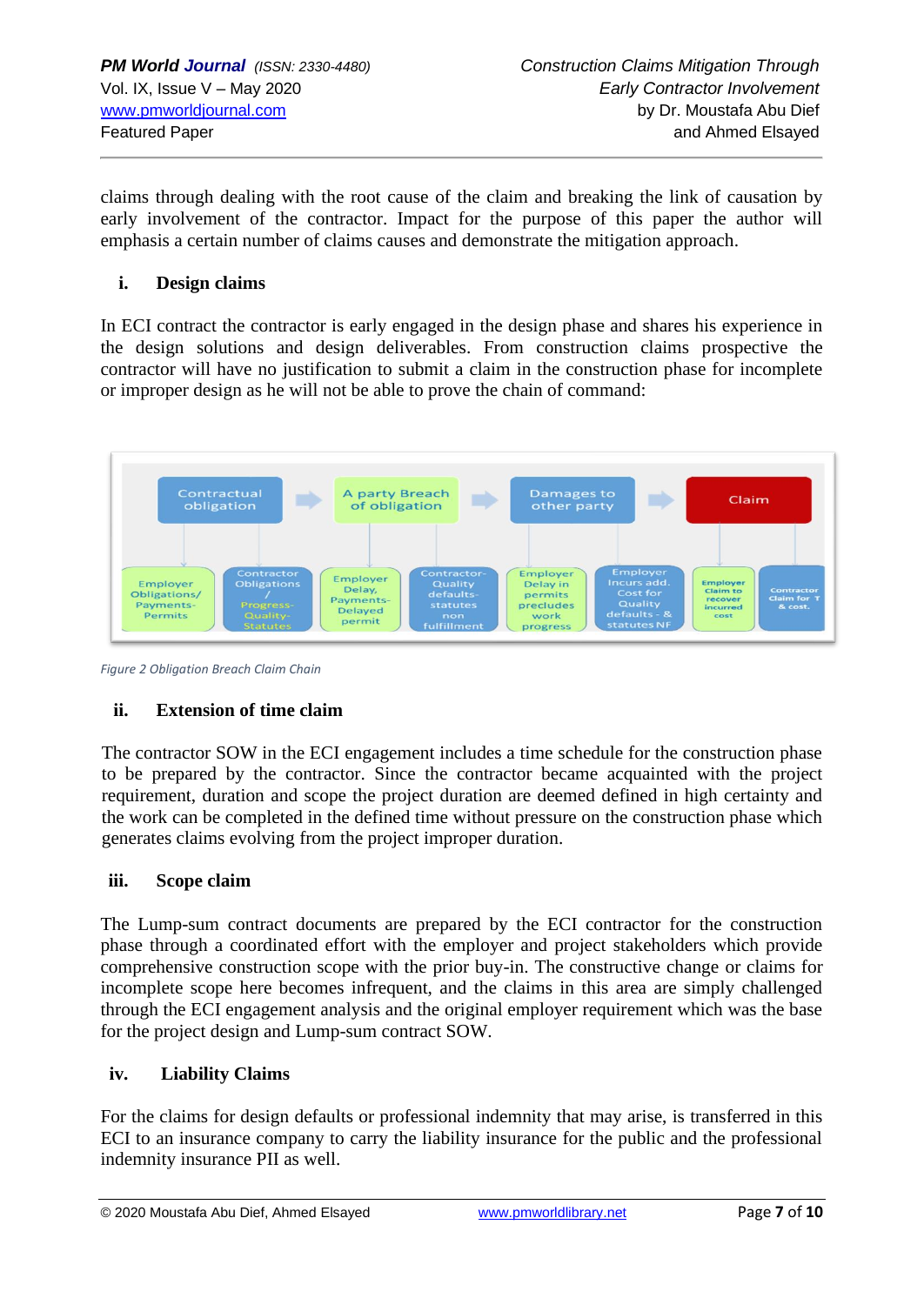claims through dealing with the root cause of the claim and breaking the link of causation by early involvement of the contractor. Impact for the purpose of this paper the author will emphasis a certain number of claims causes and demonstrate the mitigation approach.

### i. Design claims

In ECI contract the contractor is early engaged in the design phase and shares his experience in the design solutions and design deliverables. From construction claims prospective the contractor will have no justification to submit a claim in the construction phase for incomplete or improper design as he will not be able to prove the chain of command:

*Figure 2 Obligation Breach Claim Chain*

### ii. Extension of time claim

The contractor SOW in the ECI engagement includes a time schedule for the construction phase to be prepared by the contractor. Since the contractor became acquainted with the project requirement, duration and scope the project duration are deemed defined in high certainty and the work can be completed in the defined time without pressure on the construction phase which generates claims evolving from the project improper duration.

### iii. Scope claim

The Lump-sum contract documents are prepared by the ECI contractor for the construction phase through a coordinated effort with the employer and project stakeholders which provide comprehensive construction scope with the prior buy-in. The constructive change or claims for incomplete scope here becomes infrequent, and the claims in this area are simply challenged through the ECI engagement analysis and the original employer requirement which was the base for the project design and Lump-sum contract SOW.

### iv. Liability Claims

For the claims for design defaults or professional indemnity that may arise, is transferred in this ECI to an insurance company to carry the liability insurance for the public and the professional indemnity insurance PII as well.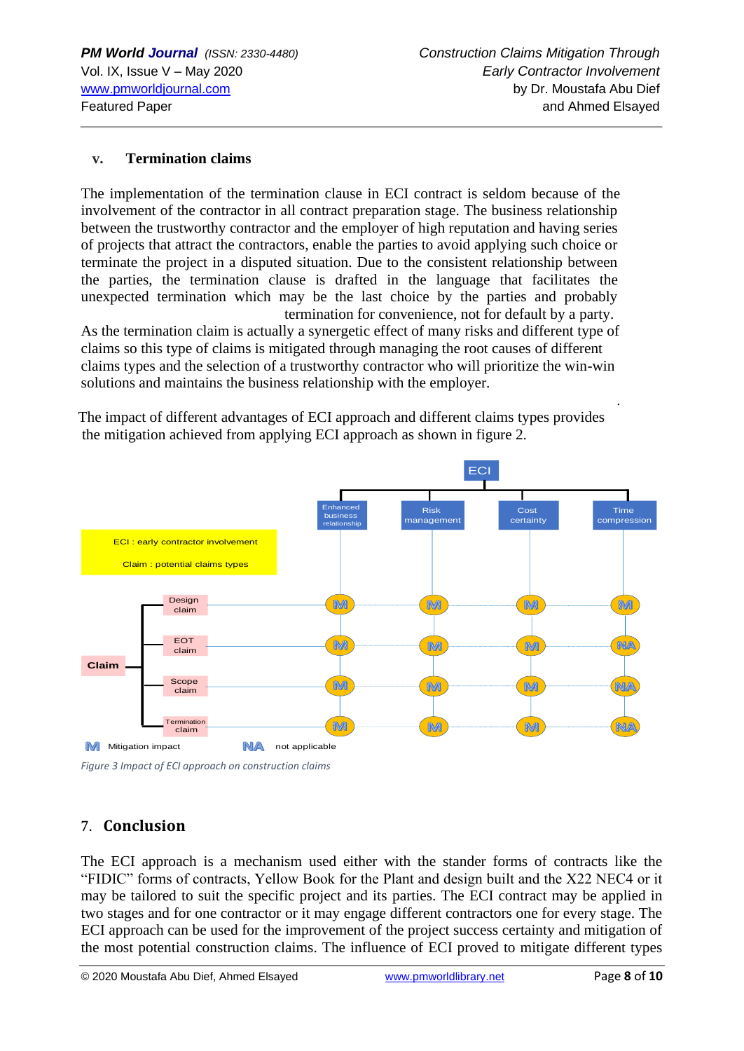### v. Termination claims

The implementation of the termination clause in ECI contract is seldom because of the involvement of the contractor in all contract preparation stage. The business relationship between the trustworthy contractor and the employer of high reputation and having series of projects that attract the contractors, enable the parties to avoid applying such choice or terminate the project in a disputed situation. Due to the consistent relationship between the parties, the termination clause is drafted in the language that facilitates the unexpected termination which may be the last choice by the parties and probably termination for convenience, not for default by a party.

As the termination claim is actually a synergetic effect of many risks and different type of claims so this type of claims is mitigated through managing the root causes of different claims types and the selection of a trustworthy contractor who will prioritize the win-win solutions and maintains the business relationship with the employer.

The impact of different advantages of ECI approach and different claims types provides the mitigation achieved from applying ECI approach as shown in figure 2.

ECI : early contractor involvement

Claim : potential claims types

| Claim | Enhanced business relationship | Risk management | Cost certainty | Time compression |
|---|---|---|---|---|
| Design claim | M | M | M | M |
| EOT claim | M | M | M | NA |
| Scope claim | M | M | M | NA |
| Termination claim | M | M | M | NA |

M Mitigation impact    NA not applicable

*Figure 3 Impact of ECI approach on construction claims*

## 7. Conclusion

The ECI approach is a mechanism used either with the stander forms of contracts like the "FIDIC" forms of contracts, Yellow Book for the Plant and design built and the X22 NEC4 or it may be tailored to suit the specific project and its parties. The ECI contract may be applied in two stages and for one contractor or it may engage different contractors one for every stage. The ECI approach can be used for the improvement of the project success certainty and mitigation of the most potential construction claims. The influence of ECI proved to mitigate different types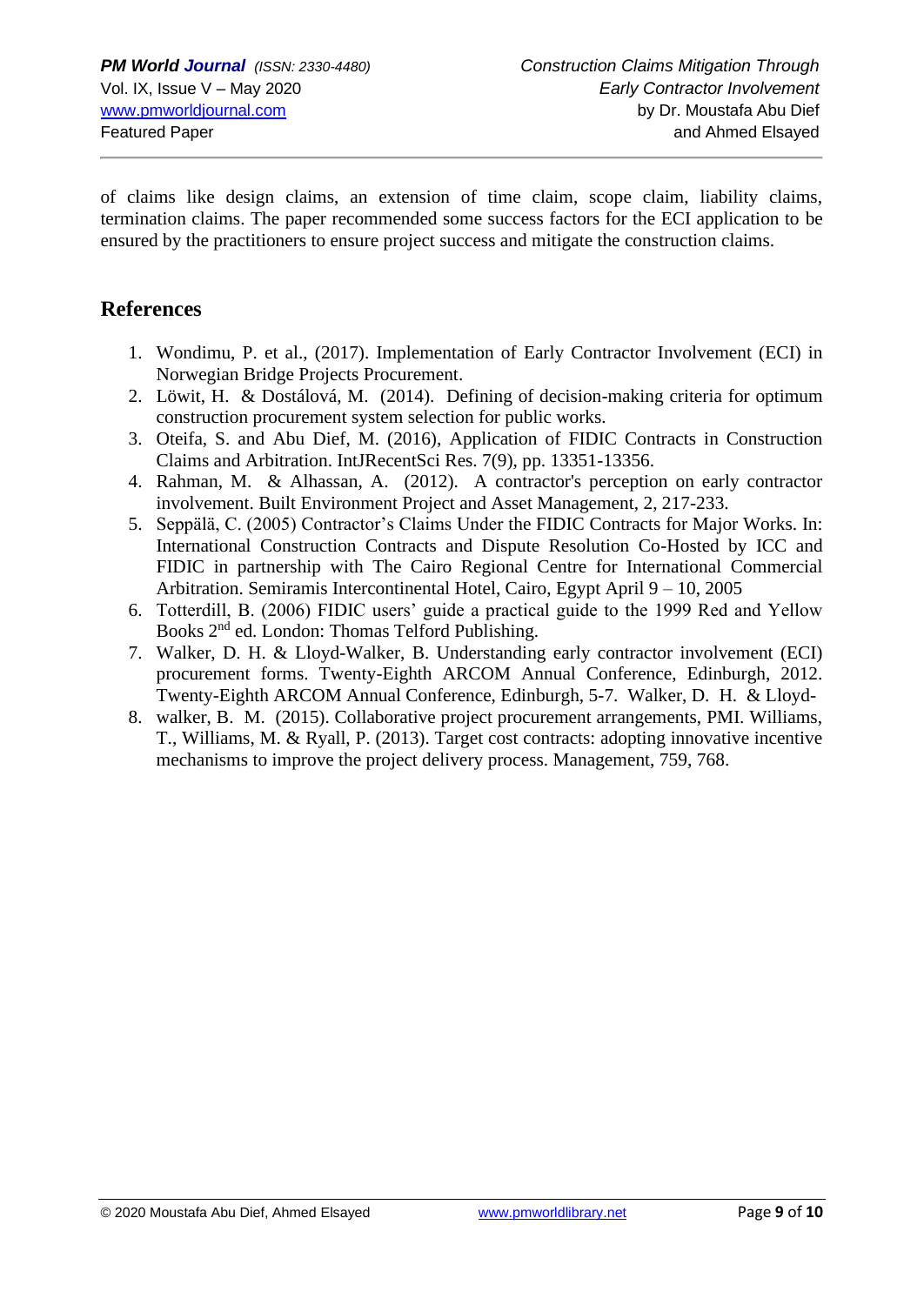of claims like design claims, an extension of time claim, scope claim, liability claims, termination claims. The paper recommended some success factors for the ECI application to be ensured by the practitioners to ensure project success and mitigate the construction claims.

## References

1. Wondimu, P. et al., (2017). Implementation of Early Contractor Involvement (ECI) in Norwegian Bridge Projects Procurement.
2. Löwit, H. & Dostálová, M. (2014). Defining of decision-making criteria for optimum construction procurement system selection for public works.
3. Oteifa, S. and Abu Dief, M. (2016), Application of FIDIC Contracts in Construction Claims and Arbitration. IntJRecentSci Res. 7(9), pp. 13351-13356.
4. Rahman, M. & Alhassan, A. (2012). A contractor's perception on early contractor involvement. Built Environment Project and Asset Management, 2, 217-233.
5. Seppälä, C. (2005) Contractor's Claims Under the FIDIC Contracts for Major Works. In: International Construction Contracts and Dispute Resolution Co-Hosted by ICC and FIDIC in partnership with The Cairo Regional Centre for International Commercial Arbitration. Semiramis Intercontinental Hotel, Cairo, Egypt April 9 – 10, 2005
6. Totterdill, B. (2006) FIDIC users' guide a practical guide to the 1999 Red and Yellow Books 2nd ed. London: Thomas Telford Publishing.
7. Walker, D. H. & Lloyd-Walker, B. Understanding early contractor involvement (ECI) procurement forms. Twenty-Eighth ARCOM Annual Conference, Edinburgh, 2012. Twenty-Eighth ARCOM Annual Conference, Edinburgh, 5-7. Walker, D. H. & Lloyd-
8. walker, B. M. (2015). Collaborative project procurement arrangements, PMI. Williams, T., Williams, M. & Ryall, P. (2013). Target cost contracts: adopting innovative incentive mechanisms to improve the project delivery process. Management, 759, 768.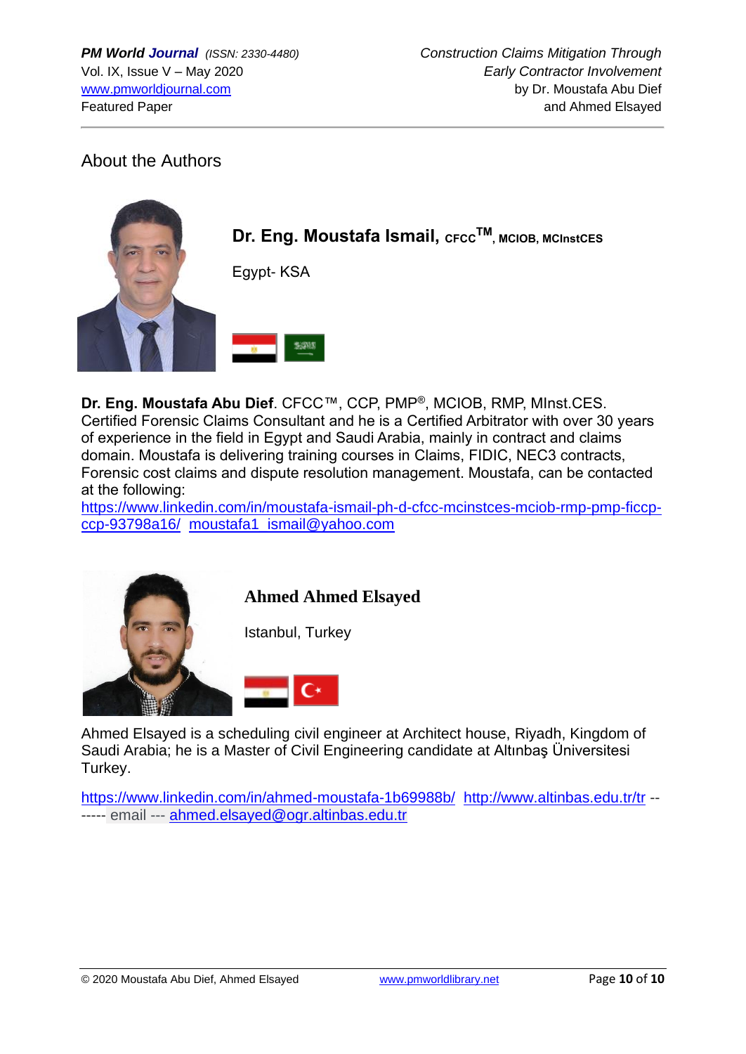## About the Authors

### Dr. Eng. Moustafa Ismail, CFCC™, MCIOB, MCInstCES

Egypt- KSA

**Dr. Eng. Moustafa Abu Dief**. CFCC™, CCP, PMP®, MCIOB, RMP, MInst.CES. Certified Forensic Claims Consultant and he is a Certified Arbitrator with over 30 years of experience in the field in Egypt and Saudi Arabia, mainly in contract and claims domain. Moustafa is delivering training courses in Claims, FIDIC, NEC3 contracts, Forensic cost claims and dispute resolution management. Moustafa, can be contacted at the following:
https://www.linkedin.com/in/moustafa-ismail-ph-d-cfcc-mcinstces-mciob-rmp-pmp-ficcp-ccp-93798a16/ moustafa1_ismail@yahoo.com

### Ahmed Ahmed Elsayed

Istanbul, Turkey

Ahmed Elsayed is a scheduling civil engineer at Architect house, Riyadh, Kingdom of Saudi Arabia; he is a Master of Civil Engineering candidate at Altınbaş Üniversitesi Turkey.

https://www.linkedin.com/in/ahmed-moustafa-1b69988b/ http://www.altinbas.edu.tr/tr ------- email --- ahmed.elsayed@ogr.altinbas.edu.tr